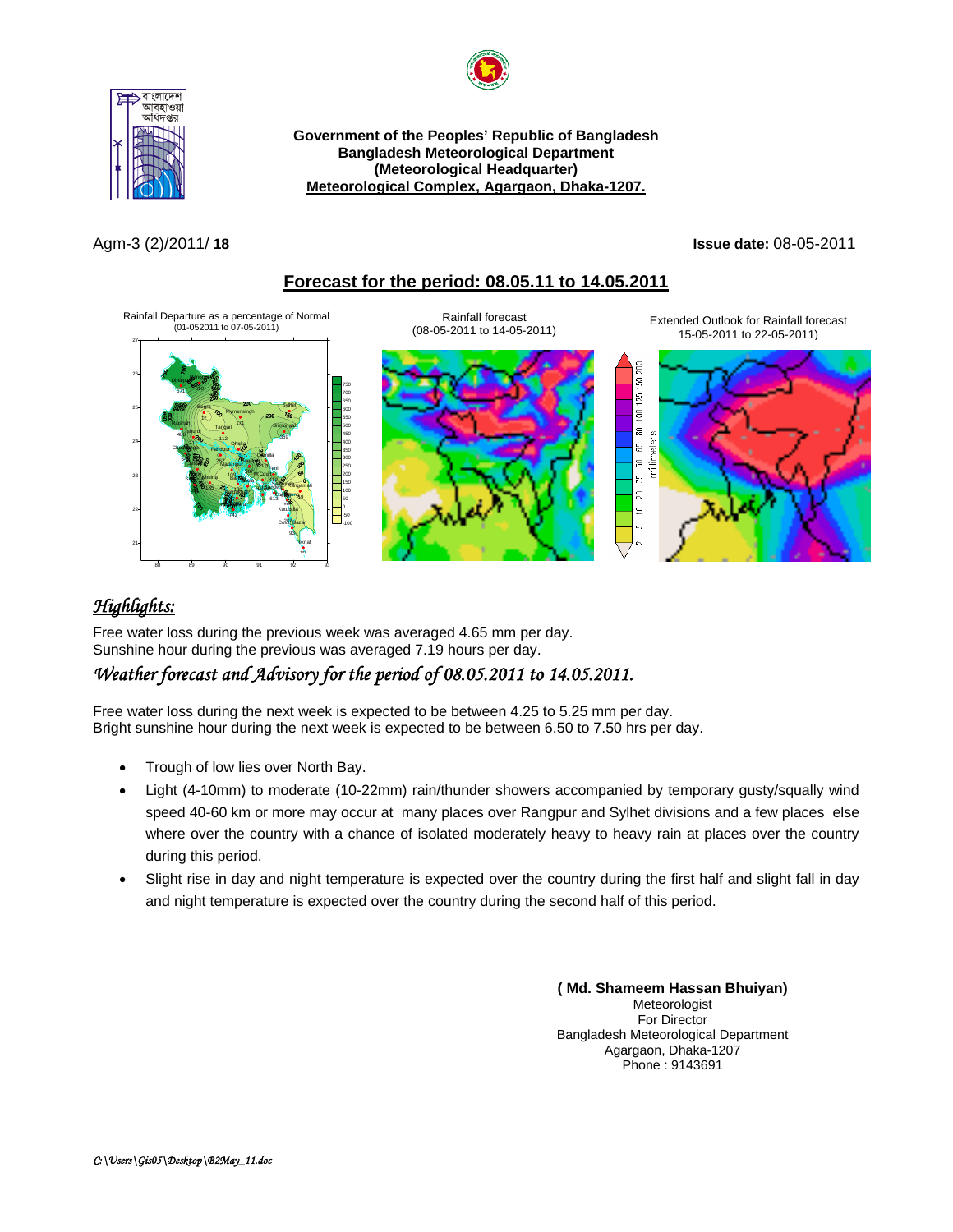Government of the Peoples' Republic of Bangladesh
Bangladesh Meteorological Department
(Meteorological Headquarter)
**Meteorological Complex, Agargaon, Dhaka-1207.**

Agm-3 (2)/2011/ **18** **Issue date:** 08-05-2011

## Forecast for the period: 08.05.11 to 14.05.2011

Rainfall Departure as a percentage of Normal (01-052011 to 07-05-2011)

Rainfall forecast (08-05-2011 to 14-05-2011)

Extended Outlook for Rainfall forecast 15-05-2011 to 22-05-2011)

## *Highlights:*

Free water loss during the previous week was averaged 4.65 mm per day.
Sunshine hour during the previous was averaged 7.19 hours per day.

## *Weather forecast and Advisory for the period of 08.05.2011 to 14.05.2011.*

Free water loss during the next week is expected to be between 4.25 to 5.25 mm per day.
Bright sunshine hour during the next week is expected to be between 6.50 to 7.50 hrs per day.

- Trough of low lies over North Bay.
- Light (4-10mm) to moderate (10-22mm) rain/thunder showers accompanied by temporary gusty/squally wind speed 40-60 km or more may occur at many places over Rangpur and Sylhet divisions and a few places else where over the country with a chance of isolated moderately heavy to heavy rain at places over the country during this period.
- Slight rise in day and night temperature is expected over the country during the first half and slight fall in day and night temperature is expected over the country during the second half of this period.

**( Md. Shameem Hassan Bhuiyan)**
Meteorologist
For Director
Bangladesh Meteorological Department
Agargaon, Dhaka-1207
Phone : 9143691

*C:\Users\Gis05\Desktop\B2May_11.doc*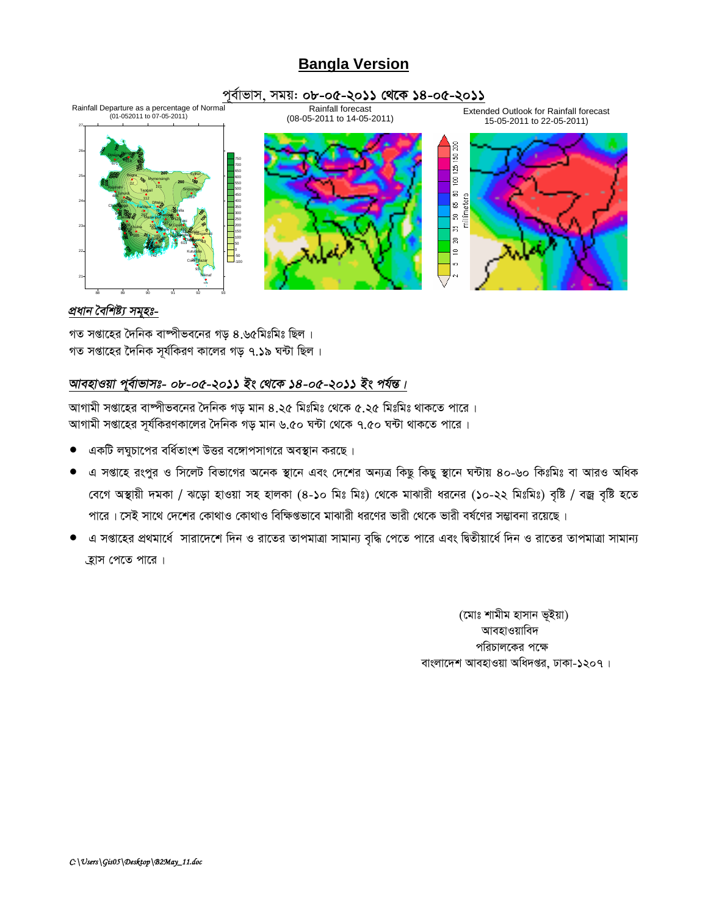# Bangla Version

## পূর্বাভাস, সময়: ০৮-০৫-২০১১ থেকে ১৪-০৫-২০১১

Rainfall Departure as a percentage of Normal (01-052011 to 07-05-2011)

Rainfall forecast (08-05-2011 to 14-05-2011)

Extended Outlook for Rainfall forecast 15-05-2011 to 22-05-2011)

### *প্রধান বৈশিষ্ট্য সমূহঃ-*

গত সপ্তাহের দৈনিক বাষ্পীভবনের গড় ৪.৬৫মিঃমিঃ ছিল ।
গত সপ্তাহের দৈনিক সূর্যকিরণ কালের গড় ৭.১৯ ঘন্টা ছিল ।

### *আবহাওয়া পূর্বাভাসঃ- ০৮-০৫-২০১১ ইং থেকে ১৪-০৫-২০১১ ইং পর্যন্ত ।*

আগামী সপ্তাহের বাষ্পীভবনের দৈনিক গড় মান ৪.২৫ মিঃমিঃ থেকে ৫.২৫ মিঃমিঃ থাকতে পারে ।
আগামী সপ্তাহের সূর্যকিরণকালের দৈনিক গড় মান ৬.৫০ ঘন্টা থেকে ৭.৫০ ঘন্টা থাকতে পারে ।

- একটি লঘুচাপের বর্ধিতাংশ উত্তর বঙ্গোপসাগরে অবস্থান করছে ।
- এ সপ্তাহে রংপুর ও সিলেট বিভাগের অনেক স্থানে এবং দেশের অন্যত্র কিছু কিছু স্থানে ঘন্টায় ৪০-৬০ কিঃমিঃ বা আরও অধিক বেগে অস্থায়ী দমকা / ঝড়ো হাওয়া সহ হালকা (৪-১০ মিঃ মিঃ) থেকে মাঝারী ধরনের (১০-২২ মিঃমিঃ) বৃষ্টি / বজ্র বৃষ্টি হতে পারে । সেই সাথে দেশের কোথাও কোথাও বিক্ষিপ্তভাবে মাঝারী ধরণের ভারী থেকে ভারী বর্ষণের সম্ভাবনা রয়েছে ।
- এ সপ্তাহের প্রথমার্ধে সারাদেশে দিন ও রাতের তাপমাত্রা সামান্য বৃদ্ধি পেতে পারে এবং দ্বিতীয়ার্ধে দিন ও রাতের তাপমাত্রা সামান্য হ্রাস পেতে পারে ।

(মোঃ শামীম হাসান ভূইয়া)
আবহাওয়াবিদ
পরিচালকের পক্ষে
বাংলাদেশ আবহাওয়া অধিদপ্তর, ঢাকা-১২০৭ ।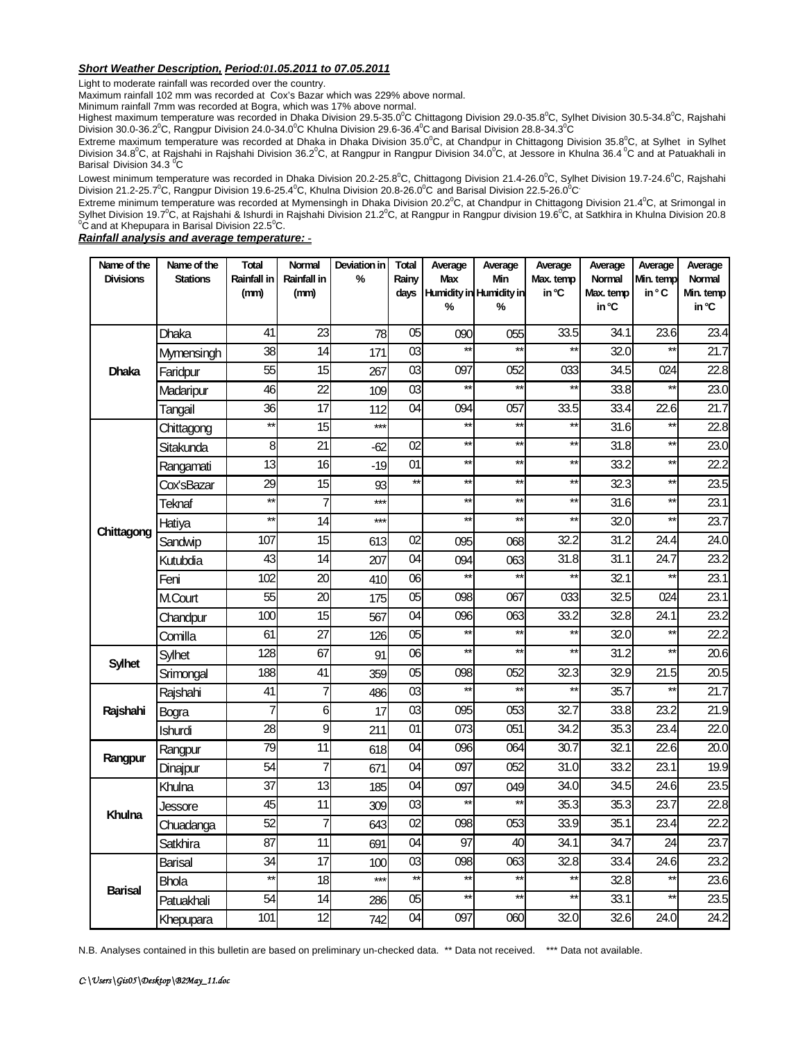***Short Weather Description, Period:01.05.2011 to 07.05.2011***

Light to moderate rainfall was recorded over the country.

Maximum rainfall 102 mm was recorded at Cox's Bazar which was 229% above normal.

Minimum rainfall 7mm was recorded at Bogra, which was 17% above normal.

Highest maximum temperature was recorded in Dhaka Division 29.5-35.0°C Chittagong Division 29.0-35.8°C, Sylhet Division 30.5-34.8°C, Rajshahi Division 30.0-36.2°C, Rangpur Division 24.0-34.0°C Khulna Division 29.6-36.4°C and Barisal Division 28.8-34.3°C

Extreme maximum temperature was recorded at Dhaka in Dhaka Division 35.0°C, at Chandpur in Chittagong Division 35.8°C, at Sylhet in Sylhet Division 34.8°C, at Rajshahi in Rajshahi Division 36.2°C, at Rangpur in Rangpur Division 34.0°C, at Jessore in Khulna 36.4 °C and at Patuakhali in Barisal Division 34.3 °C

Lowest minimum temperature was recorded in Dhaka Division 20.2-25.8°C, Chittagong Division 21.4-26.0°C, Sylhet Division 19.7-24.6°C, Rajshahi Division 21.2-25.7°C, Rangpur Division 19.6-25.4°C, Khulna Division 20.8-26.0°C and Barisal Division 22.5-26.0°C.

Extreme minimum temperature was recorded at Mymensingh in Dhaka Division 20.2°C, at Chandpur in Chittagong Division 21.4°C, at Srimongal in Sylhet Division 19.7°C, at Rajshahi & Ishurdi in Rajshahi Division 21.2°C, at Rangpur in Rangpur division 19.6°C, at Satkhira in Khulna Division 20.8 °C and at Khepupara in Barisal Division 22.5°C.

***Rainfall analysis and average temperature: -***

| Name of the Divisions | Name of the Stations | Total Rainfall in (mm) | Normal Rainfall in (mm) | Deviation in % | Total Rainy days | Average Max Humidity in % | Average Min Humidity in % | Average Max. temp in °C | Average Normal Max. temp in °C | Average Min. temp in ° C | Average Normal Min. temp in °C |
|---|---|---|---|---|---|---|---|---|---|---|---|
| Dhaka | Dhaka | 41 | 23 | 78 | 05 | 090 | 055 | 33.5 | 34.1 | 23.6 | 23.4 |
| | Mymensingh | 38 | 14 | 171 | 03 | ** | ** | ** | 32.0 | ** | 21.7 |
| | Faridpur | 55 | 15 | 267 | 03 | 097 | 052 | 033 | 34.5 | 024 | 22.8 |
| | Madaripur | 46 | 22 | 109 | 03 | ** | ** | ** | 33.8 | ** | 23.0 |
| | Tangail | 36 | 17 | 112 | 04 | 094 | 057 | 33.5 | 33.4 | 22.6 | 21.7 |
| Chittagong | Chittagong | ** | 15 | *** | | ** | ** | ** | 31.6 | ** | 22.8 |
| | Sitakunda | 8 | 21 | -62 | 02 | ** | ** | ** | 31.8 | ** | 23.0 |
| | Rangamati | 13 | 16 | -19 | 01 | ** | ** | ** | 33.2 | ** | 22.2 |
| | Cox'sBazar | 29 | 15 | 93 | ** | ** | ** | ** | 32.3 | ** | 23.5 |
| | Teknaf | ** | 7 | *** | | ** | ** | ** | 31.6 | ** | 23.1 |
| | Hatiya | ** | 14 | *** | | ** | ** | ** | 32.0 | ** | 23.7 |
| | Sandwip | 107 | 15 | 613 | 02 | 095 | 068 | 32.2 | 31.2 | 24.4 | 24.0 |
| | Kutubdia | 43 | 14 | 207 | 04 | 094 | 063 | 31.8 | 31.1 | 24.7 | 23.2 |
| | Feni | 102 | 20 | 410 | 06 | ** | ** | ** | 32.1 | ** | 23.1 |
| | M.Court | 55 | 20 | 175 | 05 | 098 | 067 | 033 | 32.5 | 024 | 23.1 |
| | Chandpur | 100 | 15 | 567 | 04 | 096 | 063 | 33.2 | 32.8 | 24.1 | 23.2 |
| | Comilla | 61 | 27 | 126 | 05 | ** | ** | ** | 32.0 | ** | 22.2 |
| Sylhet | Sylhet | 128 | 67 | 91 | 06 | ** | ** | ** | 31.2 | ** | 20.6 |
| | Srimongal | 188 | 41 | 359 | 05 | 098 | 052 | 32.3 | 32.9 | 21.5 | 20.5 |
| Rajshahi | Rajshahi | 41 | 7 | 486 | 03 | ** | ** | ** | 35.7 | ** | 21.7 |
| | Bogra | 7 | 6 | 17 | 03 | 095 | 053 | 32.7 | 33.8 | 23.2 | 21.9 |
| | Ishurdi | 28 | 9 | 211 | 01 | 073 | 051 | 34.2 | 35.3 | 23.4 | 22.0 |
| Rangpur | Rangpur | 79 | 11 | 618 | 04 | 096 | 064 | 30.7 | 32.1 | 22.6 | 20.0 |
| | Dinajpur | 54 | 7 | 671 | 04 | 097 | 052 | 31.0 | 33.2 | 23.1 | 19.9 |
| Khulna | Khulna | 37 | 13 | 185 | 04 | 097 | 049 | 34.0 | 34.5 | 24.6 | 23.5 |
| | Jessore | 45 | 11 | 309 | 03 | ** | ** | 35.3 | 35.3 | 23.7 | 22.8 |
| | Chuadanga | 52 | 7 | 643 | 02 | 098 | 053 | 33.9 | 35.1 | 23.4 | 22.2 |
| | Satkhira | 87 | 11 | 691 | 04 | 97 | 40 | 34.1 | 34.7 | 24 | 23.7 |
| Barisal | Barisal | 34 | 17 | 100 | 03 | 098 | 063 | 32.8 | 33.4 | 24.6 | 23.2 |
| | Bhola | ** | 18 | *** | ** | ** | ** | ** | 32.8 | ** | 23.6 |
| | Patuakhali | 54 | 14 | 286 | 05 | ** | ** | ** | 33.1 | ** | 23.5 |
| | Khepupara | 101 | 12 | 742 | 04 | 097 | 060 | 32.0 | 32.6 | 24.0 | 24.2 |

N.B. Analyses contained in this bulletin are based on preliminary un-checked data. ** Data not received. *** Data not available.

*C:\Users\Gis05\Desktop\B2May_11.doc*